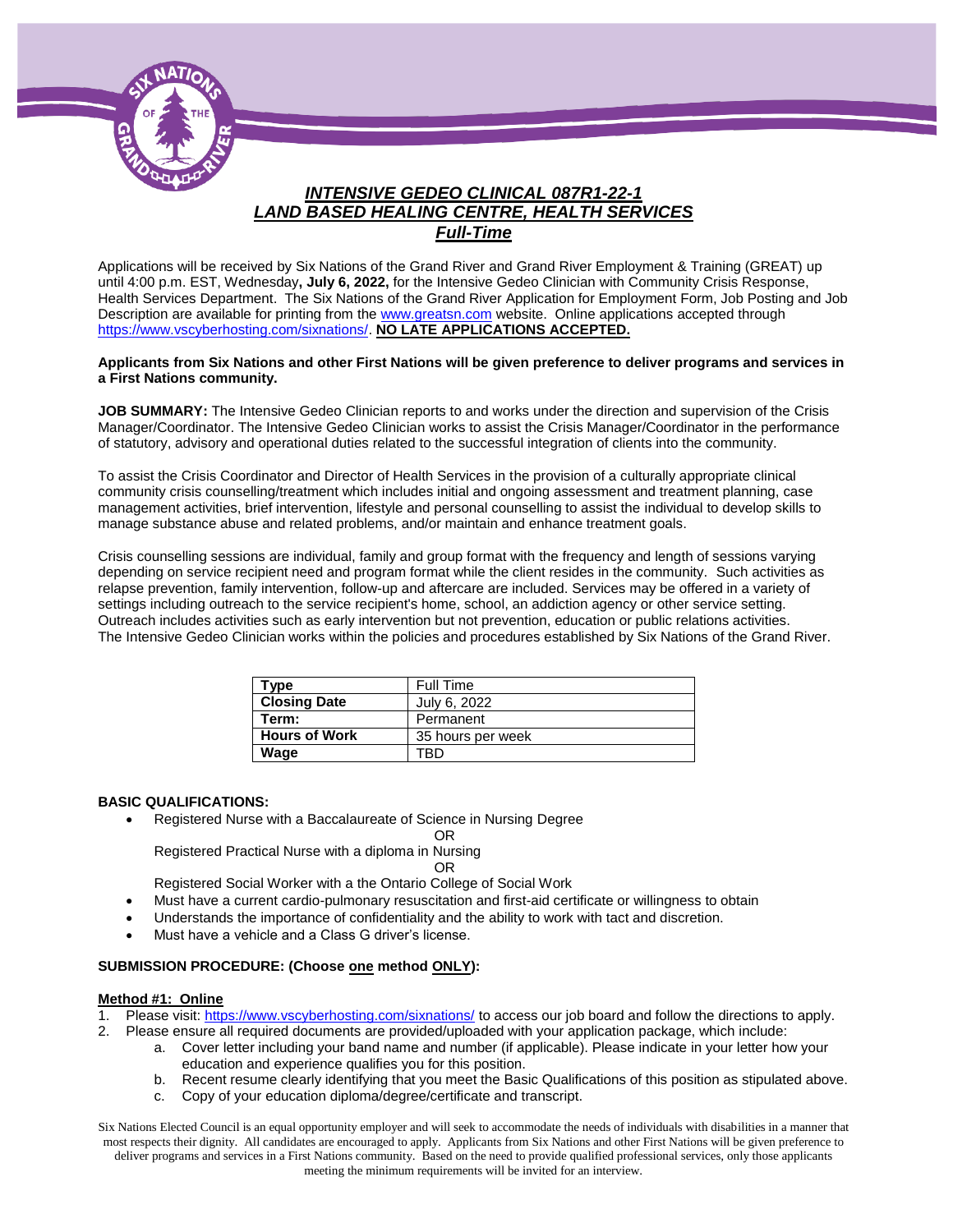# *INTENSIVE GEDEO CLINICAL 087R1-22-1*
# *LAND BASED HEALING CENTRE, HEALTH SERVICES*
## *Full-Time*

Applications will be received by Six Nations of the Grand River and Grand River Employment & Training (GREAT) up until 4:00 p.m. EST, Wednesday**, July 6, 2022,** for the Intensive Gedeo Clinician with Community Crisis Response, Health Services Department. The Six Nations of the Grand River Application for Employment Form, Job Posting and Job Description are available for printing from the www.greatsn.com website. Online applications accepted through https://www.vscyberhosting.com/sixnations/. **NO LATE APPLICATIONS ACCEPTED.**

**Applicants from Six Nations and other First Nations will be given preference to deliver programs and services in a First Nations community.**

**JOB SUMMARY:** The Intensive Gedeo Clinician reports to and works under the direction and supervision of the Crisis Manager/Coordinator. The Intensive Gedeo Clinician works to assist the Crisis Manager/Coordinator in the performance of statutory, advisory and operational duties related to the successful integration of clients into the community.

To assist the Crisis Coordinator and Director of Health Services in the provision of a culturally appropriate clinical community crisis counselling/treatment which includes initial and ongoing assessment and treatment planning, case management activities, brief intervention, lifestyle and personal counselling to assist the individual to develop skills to manage substance abuse and related problems, and/or maintain and enhance treatment goals.

Crisis counselling sessions are individual, family and group format with the frequency and length of sessions varying depending on service recipient need and program format while the client resides in the community. Such activities as relapse prevention, family intervention, follow-up and aftercare are included. Services may be offered in a variety of settings including outreach to the service recipient's home, school, an addiction agency or other service setting. Outreach includes activities such as early intervention but not prevention, education or public relations activities. The Intensive Gedeo Clinician works within the policies and procedures established by Six Nations of the Grand River.

| **Type** | Full Time |
|---|---|
| **Closing Date** | July 6, 2022 |
| **Term:** | Permanent |
| **Hours of Work** | 35 hours per week |
| **Wage** | TBD |

**BASIC QUALIFICATIONS:**

- Registered Nurse with a Baccalaureate of Science in Nursing Degree

  OR

  Registered Practical Nurse with a diploma in Nursing

  OR

  Registered Social Worker with a the Ontario College of Social Work
- Must have a current cardio-pulmonary resuscitation and first-aid certificate or willingness to obtain
- Understands the importance of confidentiality and the ability to work with tact and discretion.
- Must have a vehicle and a Class G driver's license.

**SUBMISSION PROCEDURE: (Choose one method ONLY):**

**Method #1: Online**

1. Please visit: https://www.vscyberhosting.com/sixnations/ to access our job board and follow the directions to apply.
2. Please ensure all required documents are provided/uploaded with your application package, which include:
   a. Cover letter including your band name and number (if applicable). Please indicate in your letter how your education and experience qualifies you for this position.
   b. Recent resume clearly identifying that you meet the Basic Qualifications of this position as stipulated above.
   c. Copy of your education diploma/degree/certificate and transcript.

Six Nations Elected Council is an equal opportunity employer and will seek to accommodate the needs of individuals with disabilities in a manner that most respects their dignity. All candidates are encouraged to apply. Applicants from Six Nations and other First Nations will be given preference to deliver programs and services in a First Nations community. Based on the need to provide qualified professional services, only those applicants meeting the minimum requirements will be invited for an interview.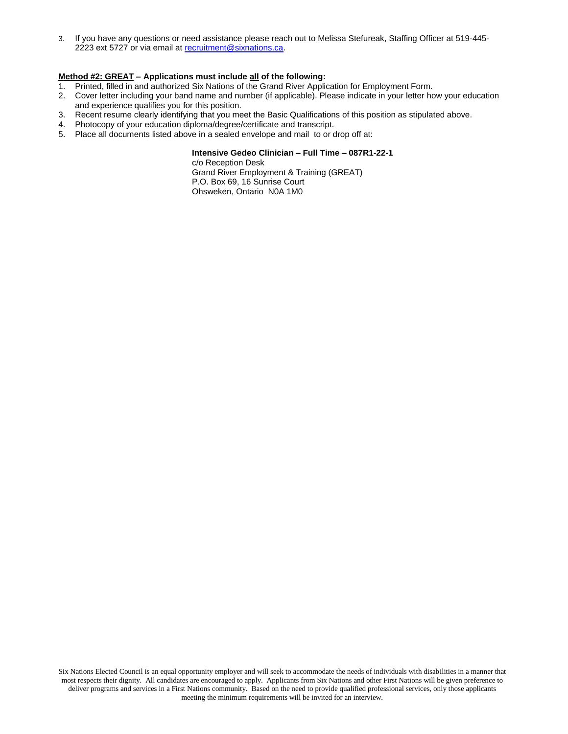3. If you have any questions or need assistance please reach out to Melissa Stefureak, Staffing Officer at 519-445-2223 ext 5727 or via email at [recruitment@sixnations.ca](mailto:recruitment@sixnations.ca).

**Method #2: GREAT – Applications must include all of the following:**

1. Printed, filled in and authorized Six Nations of the Grand River Application for Employment Form.
2. Cover letter including your band name and number (if applicable). Please indicate in your letter how your education and experience qualifies you for this position.
3. Recent resume clearly identifying that you meet the Basic Qualifications of this position as stipulated above.
4. Photocopy of your education diploma/degree/certificate and transcript.
5. Place all documents listed above in a sealed envelope and mail to or drop off at:

**Intensive Gedeo Clinician – Full Time – 087R1-22-1**
c/o Reception Desk
Grand River Employment & Training (GREAT)
P.O. Box 69, 16 Sunrise Court
Ohsweken, Ontario N0A 1M0

Six Nations Elected Council is an equal opportunity employer and will seek to accommodate the needs of individuals with disabilities in a manner that most respects their dignity. All candidates are encouraged to apply. Applicants from Six Nations and other First Nations will be given preference to deliver programs and services in a First Nations community. Based on the need to provide qualified professional services, only those applicants meeting the minimum requirements will be invited for an interview.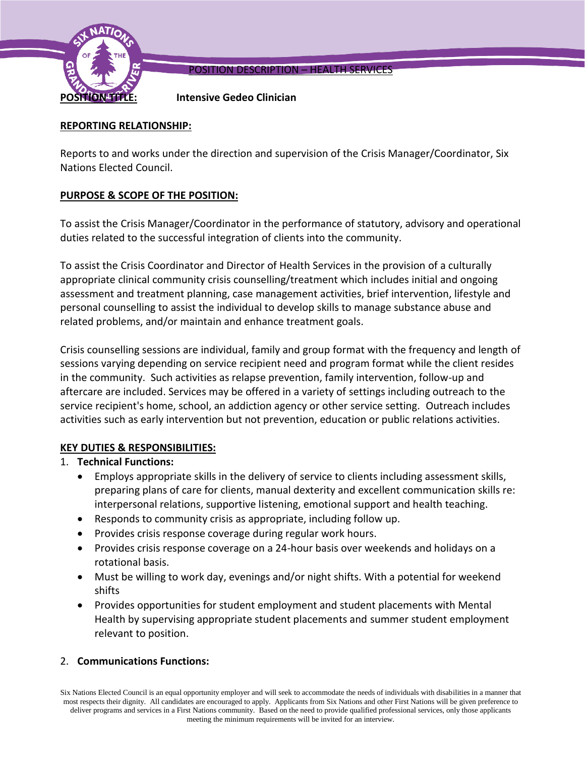POSITION DESCRIPTION – HEALTH SERVICES

**POSITION TITLE:** **Intensive Gedeo Clinician**

## REPORTING RELATIONSHIP:

Reports to and works under the direction and supervision of the Crisis Manager/Coordinator, Six Nations Elected Council.

## PURPOSE & SCOPE OF THE POSITION:

To assist the Crisis Manager/Coordinator in the performance of statutory, advisory and operational duties related to the successful integration of clients into the community.

To assist the Crisis Coordinator and Director of Health Services in the provision of a culturally appropriate clinical community crisis counselling/treatment which includes initial and ongoing assessment and treatment planning, case management activities, brief intervention, lifestyle and personal counselling to assist the individual to develop skills to manage substance abuse and related problems, and/or maintain and enhance treatment goals.

Crisis counselling sessions are individual, family and group format with the frequency and length of sessions varying depending on service recipient need and program format while the client resides in the community. Such activities as relapse prevention, family intervention, follow-up and aftercare are included. Services may be offered in a variety of settings including outreach to the service recipient's home, school, an addiction agency or other service setting. Outreach includes activities such as early intervention but not prevention, education or public relations activities.

## KEY DUTIES & RESPONSIBILITIES:

1. **Technical Functions:**
   - Employs appropriate skills in the delivery of service to clients including assessment skills, preparing plans of care for clients, manual dexterity and excellent communication skills re: interpersonal relations, supportive listening, emotional support and health teaching.
   - Responds to community crisis as appropriate, including follow up.
   - Provides crisis response coverage during regular work hours.
   - Provides crisis response coverage on a 24-hour basis over weekends and holidays on a rotational basis.
   - Must be willing to work day, evenings and/or night shifts. With a potential for weekend shifts
   - Provides opportunities for student employment and student placements with Mental Health by supervising appropriate student placements and summer student employment relevant to position.

2. **Communications Functions:**

Six Nations Elected Council is an equal opportunity employer and will seek to accommodate the needs of individuals with disabilities in a manner that most respects their dignity. All candidates are encouraged to apply. Applicants from Six Nations and other First Nations will be given preference to deliver programs and services in a First Nations community. Based on the need to provide qualified professional services, only those applicants meeting the minimum requirements will be invited for an interview.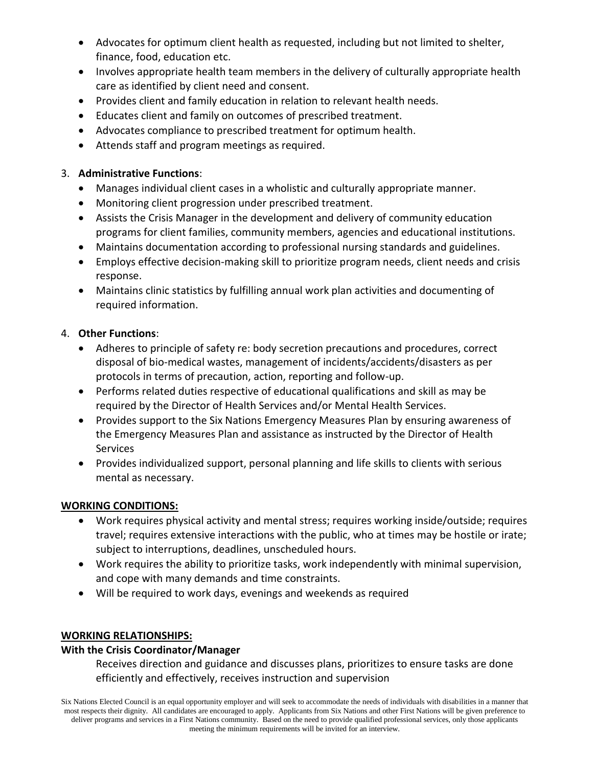- Advocates for optimum client health as requested, including but not limited to shelter, finance, food, education etc.
- Involves appropriate health team members in the delivery of culturally appropriate health care as identified by client need and consent.
- Provides client and family education in relation to relevant health needs.
- Educates client and family on outcomes of prescribed treatment.
- Advocates compliance to prescribed treatment for optimum health.
- Attends staff and program meetings as required.

3. **Administrative Functions**:
   - Manages individual client cases in a wholistic and culturally appropriate manner.
   - Monitoring client progression under prescribed treatment.
   - Assists the Crisis Manager in the development and delivery of community education programs for client families, community members, agencies and educational institutions.
   - Maintains documentation according to professional nursing standards and guidelines.
   - Employs effective decision-making skill to prioritize program needs, client needs and crisis response.
   - Maintains clinic statistics by fulfilling annual work plan activities and documenting of required information.

4. **Other Functions**:
   - Adheres to principle of safety re: body secretion precautions and procedures, correct disposal of bio-medical wastes, management of incidents/accidents/disasters as per protocols in terms of precaution, action, reporting and follow-up.
   - Performs related duties respective of educational qualifications and skill as may be required by the Director of Health Services and/or Mental Health Services.
   - Provides support to the Six Nations Emergency Measures Plan by ensuring awareness of the Emergency Measures Plan and assistance as instructed by the Director of Health Services
   - Provides individualized support, personal planning and life skills to clients with serious mental as necessary.

**WORKING CONDITIONS:**

- Work requires physical activity and mental stress; requires working inside/outside; requires travel; requires extensive interactions with the public, who at times may be hostile or irate; subject to interruptions, deadlines, unscheduled hours.
- Work requires the ability to prioritize tasks, work independently with minimal supervision, and cope with many demands and time constraints.
- Will be required to work days, evenings and weekends as required

**WORKING RELATIONSHIPS:**

**With the Crisis Coordinator/Manager**

Receives direction and guidance and discusses plans, prioritizes to ensure tasks are done efficiently and effectively, receives instruction and supervision

Six Nations Elected Council is an equal opportunity employer and will seek to accommodate the needs of individuals with disabilities in a manner that most respects their dignity. All candidates are encouraged to apply. Applicants from Six Nations and other First Nations will be given preference to deliver programs and services in a First Nations community. Based on the need to provide qualified professional services, only those applicants meeting the minimum requirements will be invited for an interview.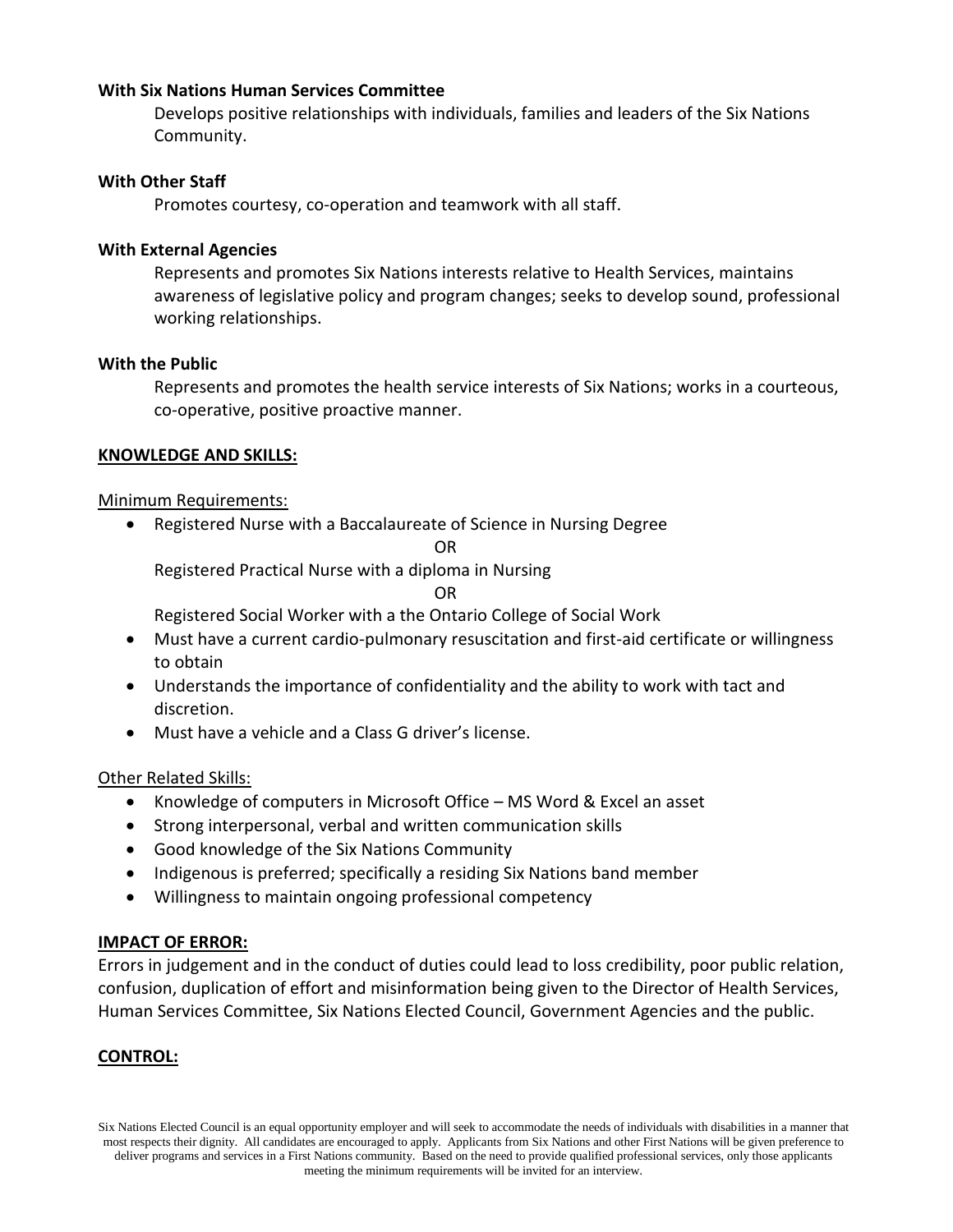**With Six Nations Human Services Committee**

Develops positive relationships with individuals, families and leaders of the Six Nations Community.

**With Other Staff**

Promotes courtesy, co-operation and teamwork with all staff.

**With External Agencies**

Represents and promotes Six Nations interests relative to Health Services, maintains awareness of legislative policy and program changes; seeks to develop sound, professional working relationships.

**With the Public**

Represents and promotes the health service interests of Six Nations; works in a courteous, co-operative, positive proactive manner.

**KNOWLEDGE AND SKILLS:**

Minimum Requirements:

- Registered Nurse with a Baccalaureate of Science in Nursing Degree

  OR

  Registered Practical Nurse with a diploma in Nursing

  OR

  Registered Social Worker with a the Ontario College of Social Work
- Must have a current cardio-pulmonary resuscitation and first-aid certificate or willingness to obtain
- Understands the importance of confidentiality and the ability to work with tact and discretion.
- Must have a vehicle and a Class G driver's license.

Other Related Skills:

- Knowledge of computers in Microsoft Office – MS Word & Excel an asset
- Strong interpersonal, verbal and written communication skills
- Good knowledge of the Six Nations Community
- Indigenous is preferred; specifically a residing Six Nations band member
- Willingness to maintain ongoing professional competency

**IMPACT OF ERROR:**

Errors in judgement and in the conduct of duties could lead to loss credibility, poor public relation, confusion, duplication of effort and misinformation being given to the Director of Health Services, Human Services Committee, Six Nations Elected Council, Government Agencies and the public.

**CONTROL:**

Six Nations Elected Council is an equal opportunity employer and will seek to accommodate the needs of individuals with disabilities in a manner that most respects their dignity. All candidates are encouraged to apply. Applicants from Six Nations and other First Nations will be given preference to deliver programs and services in a First Nations community. Based on the need to provide qualified professional services, only those applicants meeting the minimum requirements will be invited for an interview.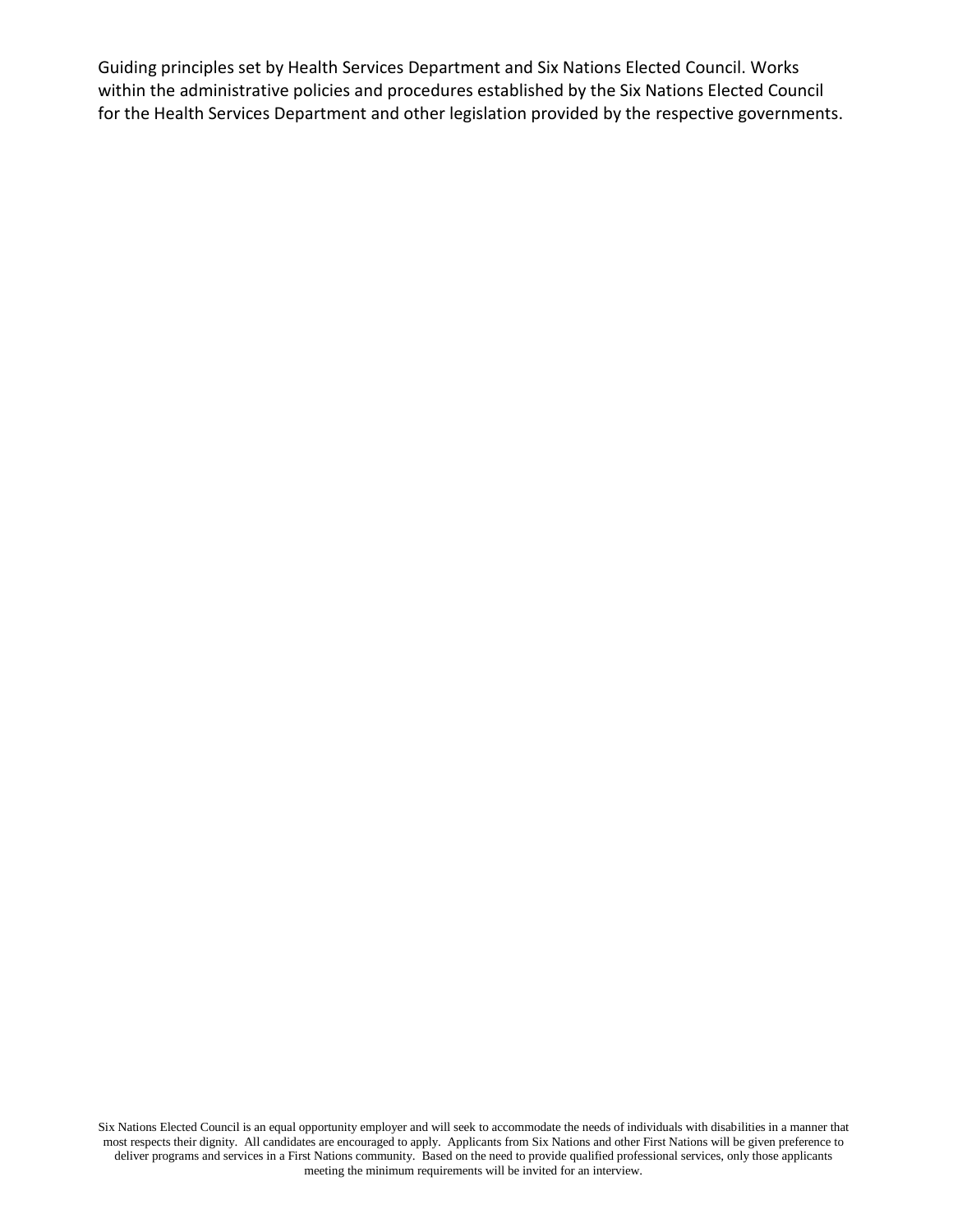Guiding principles set by Health Services Department and Six Nations Elected Council. Works within the administrative policies and procedures established by the Six Nations Elected Council for the Health Services Department and other legislation provided by the respective governments.

Six Nations Elected Council is an equal opportunity employer and will seek to accommodate the needs of individuals with disabilities in a manner that most respects their dignity. All candidates are encouraged to apply. Applicants from Six Nations and other First Nations will be given preference to deliver programs and services in a First Nations community. Based on the need to provide qualified professional services, only those applicants meeting the minimum requirements will be invited for an interview.